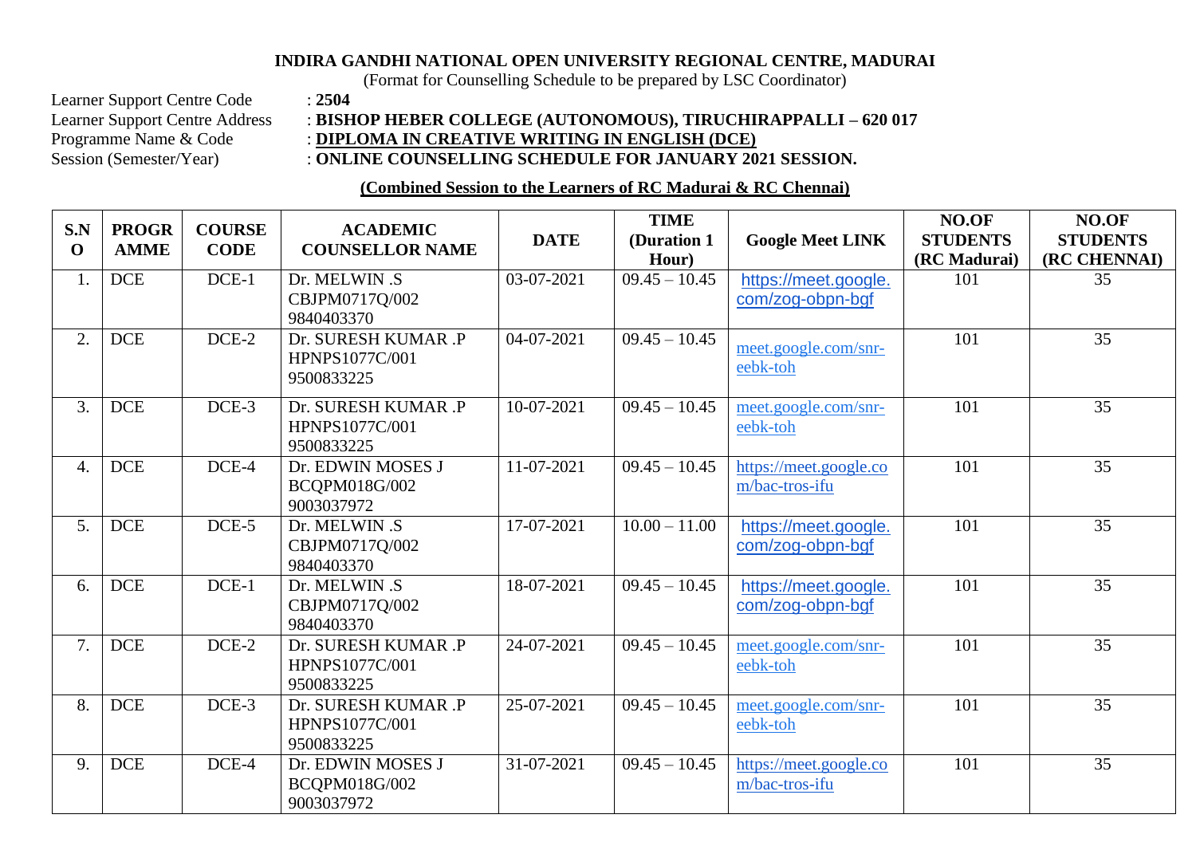**INDIRA GANDHI NATIONAL OPEN UNIVERSITY REGIONAL CENTRE, MADURAI**

(Format for Counselling Schedule to be prepared by LSC Coordinator)

Learner Support Centre Code : **2504**

Learner Support Centre Address : **BISHOP HEBER COLLEGE (AUTONOMOUS), TIRUCHIRAPPALLI – 620 017**

Programme Name & Code : **DIPLOMA IN CREATIVE WRITING IN ENGLISH (DCE)**

Session (Semester/Year) : **ONLINE COUNSELLING SCHEDULE FOR JANUARY 2021 SESSION.**

**(Combined Session to the Learners of RC Madurai & RC Chennai)**

| S.NO | PROGRAMME | COURSE CODE | ACADEMIC COUNSELLOR NAME | DATE | TIME (Duration 1 Hour) | Google Meet LINK | NO.OF STUDENTS (RC Madurai) | NO.OF STUDENTS (RC CHENNAI) |
|---|---|---|---|---|---|---|---|---|
| 1. | DCE | DCE-1 | Dr. MELWIN .S CBJPM0717Q/002 9840403370 | 03-07-2021 | 09.45 – 10.45 | https://meet.google.com/zog-obpn-bgf | 101 | 35 |
| 2. | DCE | DCE-2 | Dr. SURESH KUMAR .P HPNPS1077C/001 9500833225 | 04-07-2021 | 09.45 – 10.45 | meet.google.com/snr-eebk-toh | 101 | 35 |
| 3. | DCE | DCE-3 | Dr. SURESH KUMAR .P HPNPS1077C/001 9500833225 | 10-07-2021 | 09.45 – 10.45 | meet.google.com/snr-eebk-toh | 101 | 35 |
| 4. | DCE | DCE-4 | Dr. EDWIN MOSES J BCQPM018G/002 9003037972 | 11-07-2021 | 09.45 – 10.45 | https://meet.google.com/bac-tros-ifu | 101 | 35 |
| 5. | DCE | DCE-5 | Dr. MELWIN .S CBJPM0717Q/002 9840403370 | 17-07-2021 | 10.00 – 11.00 | https://meet.google.com/zog-obpn-bgf | 101 | 35 |
| 6. | DCE | DCE-1 | Dr. MELWIN .S CBJPM0717Q/002 9840403370 | 18-07-2021 | 09.45 – 10.45 | https://meet.google.com/zog-obpn-bgf | 101 | 35 |
| 7. | DCE | DCE-2 | Dr. SURESH KUMAR .P HPNPS1077C/001 9500833225 | 24-07-2021 | 09.45 – 10.45 | meet.google.com/snr-eebk-toh | 101 | 35 |
| 8. | DCE | DCE-3 | Dr. SURESH KUMAR .P HPNPS1077C/001 9500833225 | 25-07-2021 | 09.45 – 10.45 | meet.google.com/snr-eebk-toh | 101 | 35 |
| 9. | DCE | DCE-4 | Dr. EDWIN MOSES J BCQPM018G/002 9003037972 | 31-07-2021 | 09.45 – 10.45 | https://meet.google.com/bac-tros-ifu | 101 | 35 |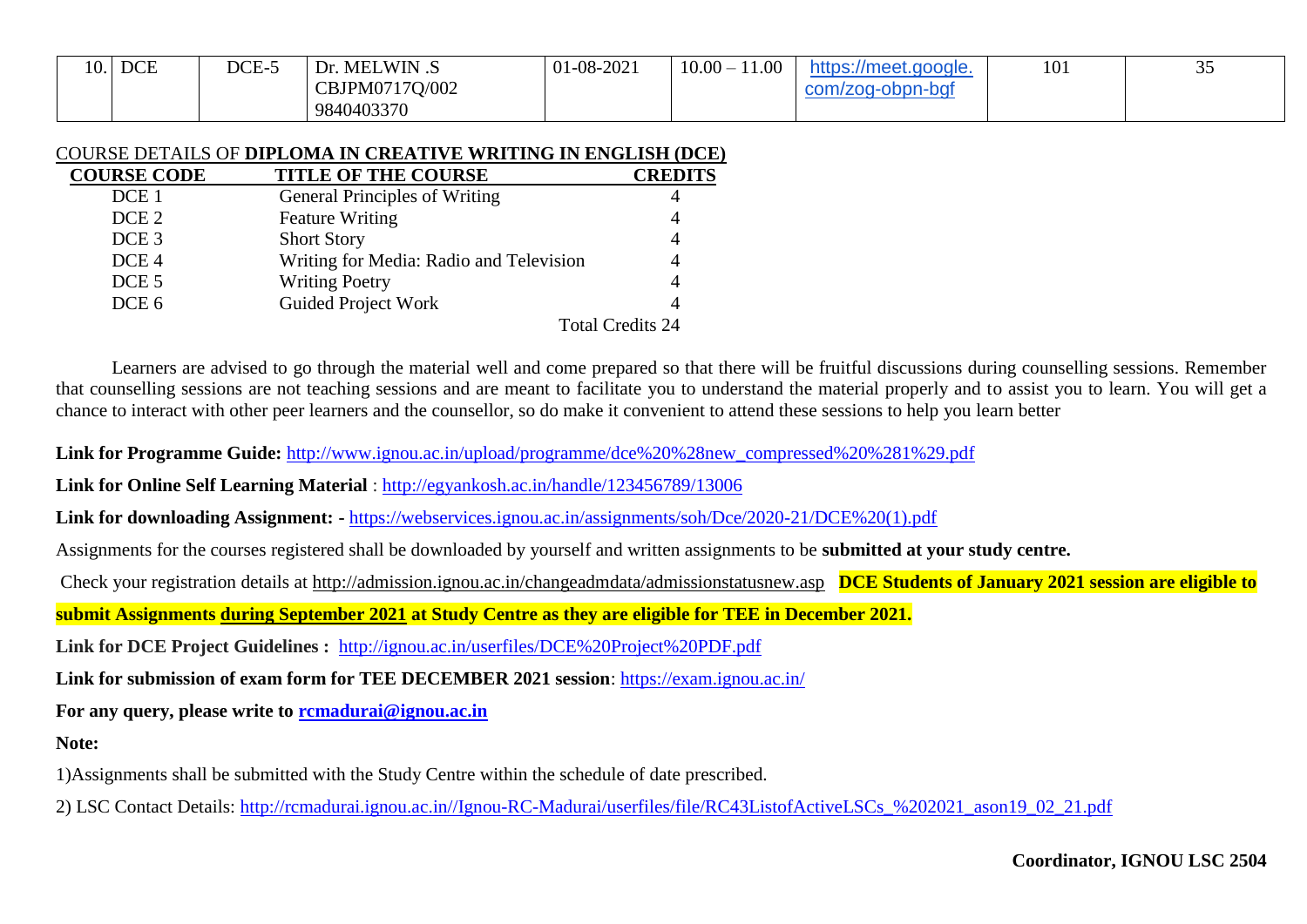| | | | | | | | | |
|---|---|---|---|---|---|---|---|---|
| 10. | DCE | DCE-5 | Dr. MELWIN .S<br>CBJPM0717Q/002<br>9840403370 | 01-08-2021 | 10.00 – 11.00 | https://meet.google.com/zog-obpn-bgf | 101 | 35 |

COURSE DETAILS OF **DIPLOMA IN CREATIVE WRITING IN ENGLISH (DCE)**

| COURSE CODE | TITLE OF THE COURSE | CREDITS |
|---|---|---|
| DCE 1 | General Principles of Writing | 4 |
| DCE 2 | Feature Writing | 4 |
| DCE 3 | Short Story | 4 |
| DCE 4 | Writing for Media: Radio and Television | 4 |
| DCE 5 | Writing Poetry | 4 |
| DCE 6 | Guided Project Work | 4 |
| | | Total Credits 24 |

Learners are advised to go through the material well and come prepared so that there will be fruitful discussions during counselling sessions. Remember that counselling sessions are not teaching sessions and are meant to facilitate you to understand the material properly and to assist you to learn. You will get a chance to interact with other peer learners and the counsellor, so do make it convenient to attend these sessions to help you learn better

**Link for Programme Guide:** http://www.ignou.ac.in/upload/programme/dce%20%28new_compressed%20%281%29.pdf

**Link for Online Self Learning Material** : http://egyankosh.ac.in/handle/123456789/13006

**Link for downloading Assignment: -** https://webservices.ignou.ac.in/assignments/soh/Dce/2020-21/DCE%20(1).pdf

Assignments for the courses registered shall be downloaded by yourself and written assignments to be **submitted at your study centre.**

Check your registration details at http://admission.ignou.ac.in/changeadmdata/admissionstatusnew.asp **DCE Students of January 2021 session are eligible to submit Assignments during September 2021 at Study Centre as they are eligible for TEE in December 2021.**

**Link for DCE Project Guidelines :** http://ignou.ac.in/userfiles/DCE%20Project%20PDF.pdf

**Link for submission of exam form for TEE DECEMBER 2021 session**: https://exam.ignou.ac.in/

**For any query, please write to rcmadurai@ignou.ac.in**

**Note:**

1)Assignments shall be submitted with the Study Centre within the schedule of date prescribed.

2) LSC Contact Details: http://rcmadurai.ignou.ac.in//Ignou-RC-Madurai/userfiles/file/RC43ListofActiveLSCs_%202021_ason19_02_21.pdf

**Coordinator, IGNOU LSC 2504**